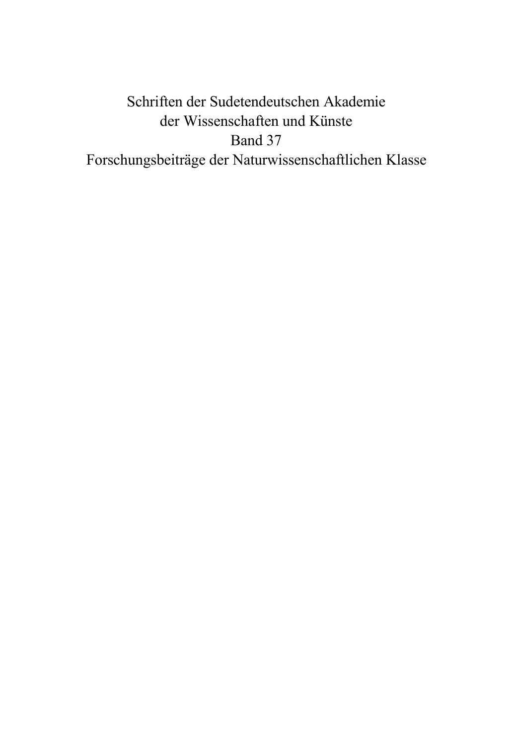Schriften der Sudetendeutschen Akademie
der Wissenschaften und Künste
Band 37
Forschungsbeiträge der Naturwissenschaftlichen Klasse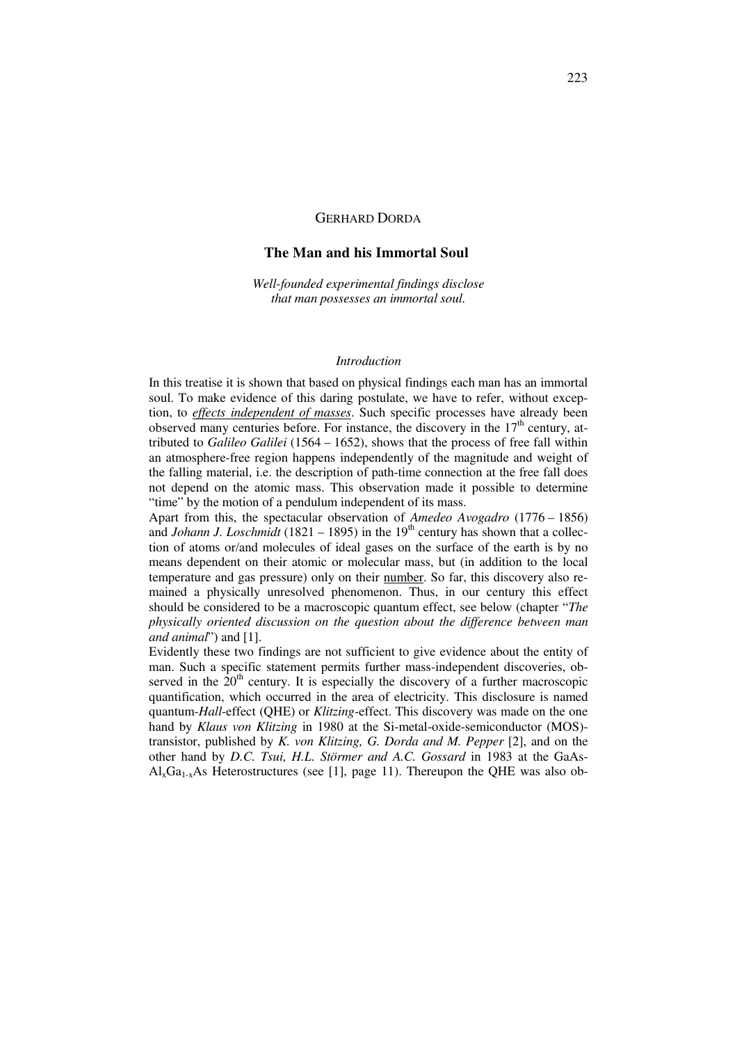GERHARD DORDA

# The Man and his Immortal Soul

*Well-founded experimental findings disclose that man possesses an immortal soul.*

## *Introduction*

In this treatise it is shown that based on physical findings each man has an immortal soul. To make evidence of this daring postulate, we have to refer, without exception, to ***effects independent of masses***. Such specific processes have already been observed many centuries before. For instance, the discovery in the 17th century, attributed to *Galileo Galilei* (1564 – 1652), shows that the process of free fall within an atmosphere-free region happens independently of the magnitude and weight of the falling material, i.e. the description of path-time connection at the free fall does not depend on the atomic mass. This observation made it possible to determine "time" by the motion of a pendulum independent of its mass.

Apart from this, the spectacular observation of *Amedeo Avogadro* (1776 – 1856) and *Johann J. Loschmidt* (1821 – 1895) in the 19th century has shown that a collection of atoms or/and molecules of ideal gases on the surface of the earth is by no means dependent on their atomic or molecular mass, but (in addition to the local temperature and gas pressure) only on their number. So far, this discovery also remained a physically unresolved phenomenon. Thus, in our century this effect should be considered to be a macroscopic quantum effect, see below (chapter "*The physically oriented discussion on the question about the difference between man and animal*") and [1].

Evidently these two findings are not sufficient to give evidence about the entity of man. Such a specific statement permits further mass-independent discoveries, observed in the 20th century. It is especially the discovery of a further macroscopic quantification, which occurred in the area of electricity. This disclosure is named quantum-*Hall*-effect (QHE) or *Klitzing*-effect. This discovery was made on the one hand by *Klaus von Klitzing* in 1980 at the Si-metal-oxide-semiconductor (MOS)-transistor, published by *K. von Klitzing, G. Dorda and M. Pepper* [2], and on the other hand by *D.C. Tsui, H.L. Störmer and A.C. Gossard* in 1983 at the GaAs-$Al_xGa_{1-x}As$ Heterostructures (see [1], page 11). Thereupon the QHE was also ob-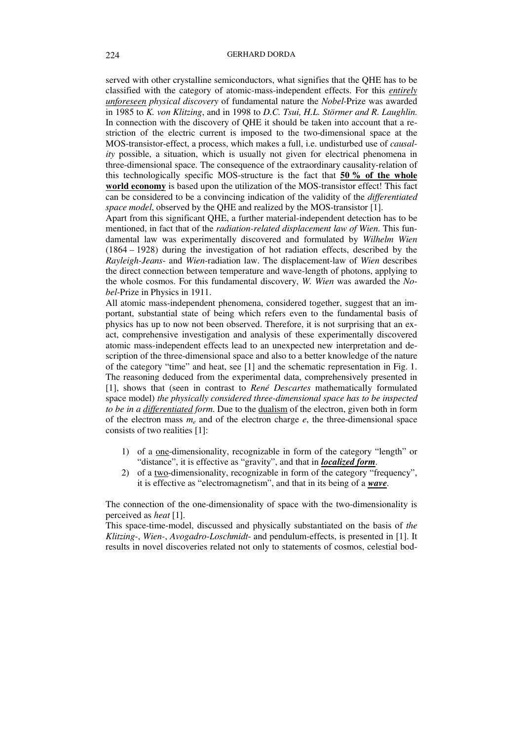served with other crystalline semiconductors, what signifies that the QHE has to be classified with the category of atomic-mass-independent effects. For this ***entirely unforeseen*** *physical discovery* of fundamental nature the *Nobel*-Prize was awarded in 1985 to *K. von Klitzing*, and in 1998 to *D.C. Tsui, H.L. Störmer and R. Laughlin.* In connection with the discovery of QHE it should be taken into account that a restriction of the electric current is imposed to the two-dimensional space at the MOS-transistor-effect, a process, which makes a full, i.e. undisturbed use of *causality* possible, a situation, which is usually not given for electrical phenomena in three-dimensional space. The consequence of the extraordinary causality-relation of this technologically specific MOS-structure is the fact that **50 % of the whole world economy** is based upon the utilization of the MOS-transistor effect! This fact can be considered to be a convincing indication of the validity of the *differentiated space model*, observed by the QHE and realized by the MOS-transistor [1].

Apart from this significant QHE, a further material-independent detection has to be mentioned, in fact that of the *radiation-related displacement law of Wien*. This fundamental law was experimentally discovered and formulated by *Wilhelm Wien* (1864 – 1928) during the investigation of hot radiation effects, described by the *Rayleigh-Jeans-* and *Wien*-radiation law. The displacement-law of *Wien* describes the direct connection between temperature and wave-length of photons, applying to the whole cosmos. For this fundamental discovery, *W. Wien* was awarded the *Nobel*-Prize in Physics in 1911.

All atomic mass-independent phenomena, considered together, suggest that an important, substantial state of being which refers even to the fundamental basis of physics has up to now not been observed. Therefore, it is not surprising that an exact, comprehensive investigation and analysis of these experimentally discovered atomic mass-independent effects lead to an unexpected new interpretation and description of the three-dimensional space and also to a better knowledge of the nature of the category "time" and heat, see [1] and the schematic representation in Fig. 1. The reasoning deduced from the experimental data, comprehensively presented in [1], shows that (seen in contrast to *René Descartes* mathematically formulated space model) *the physically considered three-dimensional space has to be inspected to be in a differentiated form*. Due to the dualism of the electron, given both in form of the electron mass $m_e$ and of the electron charge $e$, the three-dimensional space consists of two realities [1]:

1) of a one-dimensionality, recognizable in form of the category "length" or "distance", it is effective as "gravity", and that in ***localized form***.
2) of a two-dimensionality, recognizable in form of the category "frequency", it is effective as "electromagnetism", and that in its being of a ***wave***.

The connection of the one-dimensionality of space with the two-dimensionality is perceived as *heat* [1].

This space-time-model, discussed and physically substantiated on the basis of *the Klitzing-*, *Wien-*, *Avogadro-Loschmidt-* and pendulum-effects, is presented in [1]. It results in novel discoveries related not only to statements of cosmos, celestial bod-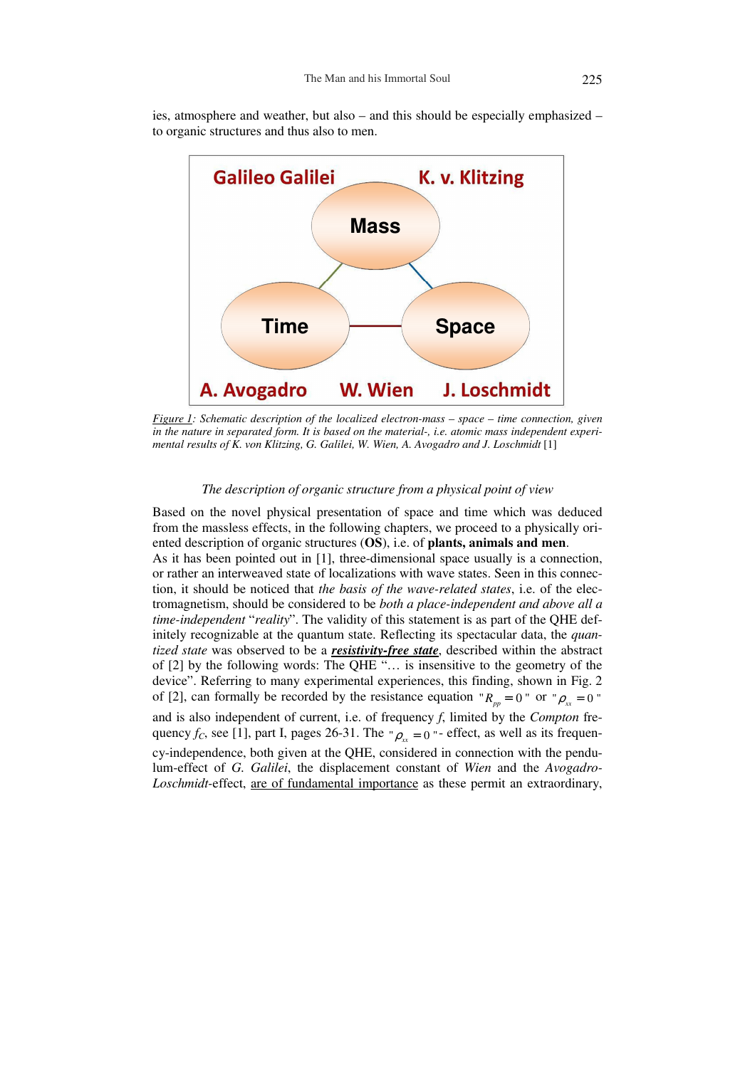ies, atmosphere and weather, but also – and this should be especially emphasized – to organic structures and thus also to men.

Galileo Galilei K. v. Klitzing

Mass

Time Space

A. Avogadro W. Wien J. Loschmidt

*Figure 1: Schematic description of the localized electron-mass – space – time connection, given in the nature in separated form. It is based on the material-, i.e. atomic mass independent experimental results of K. von Klitzing, G. Galilei, W. Wien, A. Avogadro and J. Loschmidt* [1]

### *The description of organic structure from a physical point of view*

Based on the novel physical presentation of space and time which was deduced from the massless effects, in the following chapters, we proceed to a physically oriented description of organic structures (**OS**), i.e. of **plants, animals and men**.

As it has been pointed out in [1], three-dimensional space usually is a connection, or rather an interweaved state of localizations with wave states. Seen in this connection, it should be noticed that *the basis of the wave-related states*, i.e. of the electromagnetism, should be considered to be *both a place-independent and above all a time-independent* "*reality*". The validity of this statement is as part of the QHE definitely recognizable at the quantum state. Reflecting its spectacular data, the *quantized state* was observed to be a ***resistivity-free state***, described within the abstract of [2] by the following words: The QHE "… is insensitive to the geometry of the device". Referring to many experimental experiences, this finding, shown in Fig. 2 of [2], can formally be recorded by the resistance equation "$R_{pp} = 0$" or "$\rho_{xx} = 0$" and is also independent of current, i.e. of frequency *f*, limited by the *Compton* frequency $f_C$, see [1], part I, pages 26-31. The "$\rho_{xx} = 0$"- effect, as well as its frequency-independence, both given at the QHE, considered in connection with the pendulum-effect of *G. Galilei*, the displacement constant of *Wien* and the *Avogadro-Loschmidt*-effect, are of fundamental importance as these permit an extraordinary,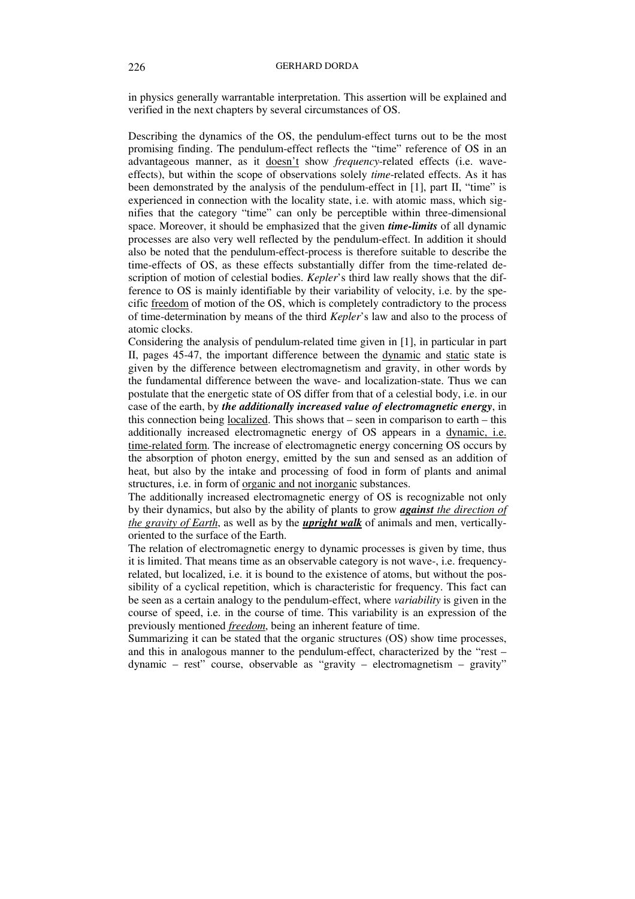in physics generally warrantable interpretation. This assertion will be explained and verified in the next chapters by several circumstances of OS.

Describing the dynamics of the OS, the pendulum-effect turns out to be the most promising finding. The pendulum-effect reflects the "time" reference of OS in an advantageous manner, as it <u>doesn't</u> show *frequency*-related effects (i.e. wave-effects), but within the scope of observations solely *time*-related effects. As it has been demonstrated by the analysis of the pendulum-effect in [1], part II, "time" is experienced in connection with the locality state, i.e. with atomic mass, which signifies that the category "time" can only be perceptible within three-dimensional space. Moreover, it should be emphasized that the given ***time-limits*** of all dynamic processes are also very well reflected by the pendulum-effect. In addition it should also be noted that the pendulum-effect-process is therefore suitable to describe the time-effects of OS, as these effects substantially differ from the time-related description of motion of celestial bodies. *Kepler*'s third law really shows that the difference to OS is mainly identifiable by their variability of velocity, i.e. by the specific <u>freedom</u> of motion of the OS, which is completely contradictory to the process of time-determination by means of the third *Kepler*'s law and also to the process of atomic clocks.

Considering the analysis of pendulum-related time given in [1], in particular in part II, pages 45-47, the important difference between the <u>dynamic</u> and <u>static</u> state is given by the difference between electromagnetism and gravity, in other words by the fundamental difference between the wave- and localization-state. Thus we can postulate that the energetic state of OS differ from that of a celestial body, i.e. in our case of the earth, by ***the additionally increased value of electromagnetic energy***, in this connection being <u>localized</u>. This shows that – seen in comparison to earth – this additionally increased electromagnetic energy of OS appears in a <u>dynamic, i.e. time-related form</u>. The increase of electromagnetic energy concerning OS occurs by the absorption of photon energy, emitted by the sun and sensed as an addition of heat, but also by the intake and processing of food in form of plants and animal structures, i.e. in form of <u>organic and not inorganic</u> substances.

The additionally increased electromagnetic energy of OS is recognizable not only by their dynamics, but also by the ability of plants to grow <u>***against*** *the direction of the gravity of Earth*</u>, as well as by the <u>***upright walk***</u> of animals and men, vertically-oriented to the surface of the Earth.

The relation of electromagnetic energy to dynamic processes is given by time, thus it is limited. That means time as an observable category is not wave-, i.e. frequency-related, but localized, i.e. it is bound to the existence of atoms, but without the possibility of a cyclical repetition, which is characteristic for frequency. This fact can be seen as a certain analogy to the pendulum-effect, where *variability* is given in the course of speed, i.e. in the course of time. This variability is an expression of the previously mentioned <u>*freedom*</u>, being an inherent feature of time.

Summarizing it can be stated that the organic structures (OS) show time processes, and this in analogous manner to the pendulum-effect, characterized by the "rest – dynamic – rest" course, observable as "gravity – electromagnetism – gravity"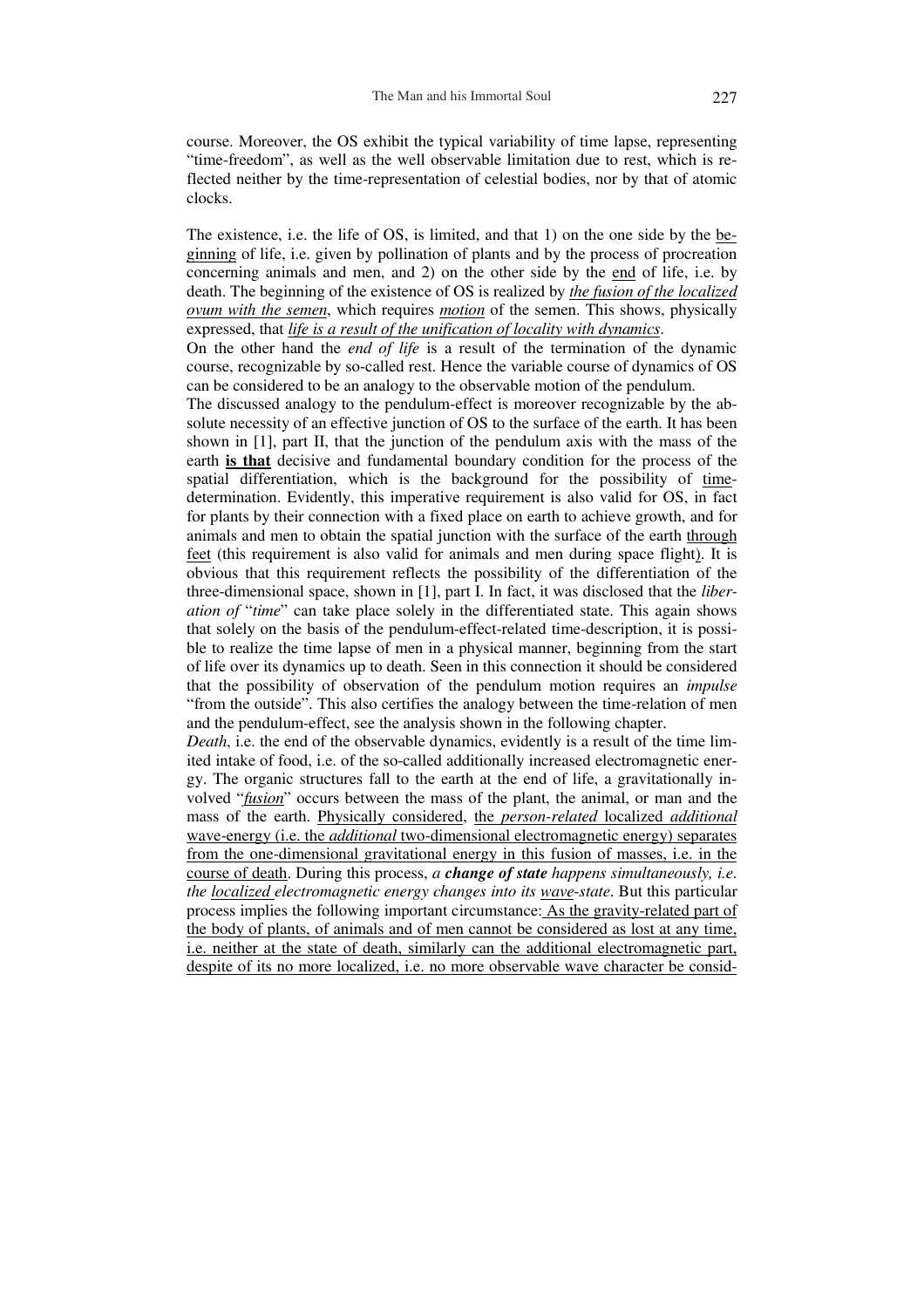course. Moreover, the OS exhibit the typical variability of time lapse, representing "time-freedom", as well as the well observable limitation due to rest, which is reflected neither by the time-representation of celestial bodies, nor by that of atomic clocks.

The existence, i.e. the life of OS, is limited, and that 1) on the one side by the beginning of life, i.e. given by pollination of plants and by the process of procreation concerning animals and men, and 2) on the other side by the end of life, i.e. by death. The beginning of the existence of OS is realized by *the fusion of the localized ovum with the semen*, which requires *motion* of the semen. This shows, physically expressed, that *life is a result of the unification of locality with dynamics*.

On the other hand the *end of life* is a result of the termination of the dynamic course, recognizable by so-called rest. Hence the variable course of dynamics of OS can be considered to be an analogy to the observable motion of the pendulum.

The discussed analogy to the pendulum-effect is moreover recognizable by the absolute necessity of an effective junction of OS to the surface of the earth. It has been shown in [1], part II, that the junction of the pendulum axis with the mass of the earth **is that** decisive and fundamental boundary condition for the process of the spatial differentiation, which is the background for the possibility of time-determination. Evidently, this imperative requirement is also valid for OS, in fact for plants by their connection with a fixed place on earth to achieve growth, and for animals and men to obtain the spatial junction with the surface of the earth through feet (this requirement is also valid for animals and men during space flight). It is obvious that this requirement reflects the possibility of the differentiation of the three-dimensional space, shown in [1], part I. In fact, it was disclosed that the *liberation of* "*time*" can take place solely in the differentiated state. This again shows that solely on the basis of the pendulum-effect-related time-description, it is possible to realize the time lapse of men in a physical manner, beginning from the start of life over its dynamics up to death. Seen in this connection it should be considered that the possibility of observation of the pendulum motion requires an *impulse* "from the outside". This also certifies the analogy between the time-relation of men and the pendulum-effect, see the analysis shown in the following chapter.

*Death*, i.e. the end of the observable dynamics, evidently is a result of the time limited intake of food, i.e. of the so-called additionally increased electromagnetic energy. The organic structures fall to the earth at the end of life, a gravitationally involved "*fusion*" occurs between the mass of the plant, the animal, or man and the mass of the earth. Physically considered, the *person-related* localized *additional* wave-energy (i.e. the *additional* two-dimensional electromagnetic energy) separates from the one-dimensional gravitational energy in this fusion of masses, i.e. in the course of death. During this process, *a* ***change of state*** *happens simultaneously, i.e. the localized electromagnetic energy changes into its wave-state*. But this particular process implies the following important circumstance: As the gravity-related part of the body of plants, of animals and of men cannot be considered as lost at any time, i.e. neither at the state of death, similarly can the additional electromagnetic part, despite of its no more localized, i.e. no more observable wave character be consid-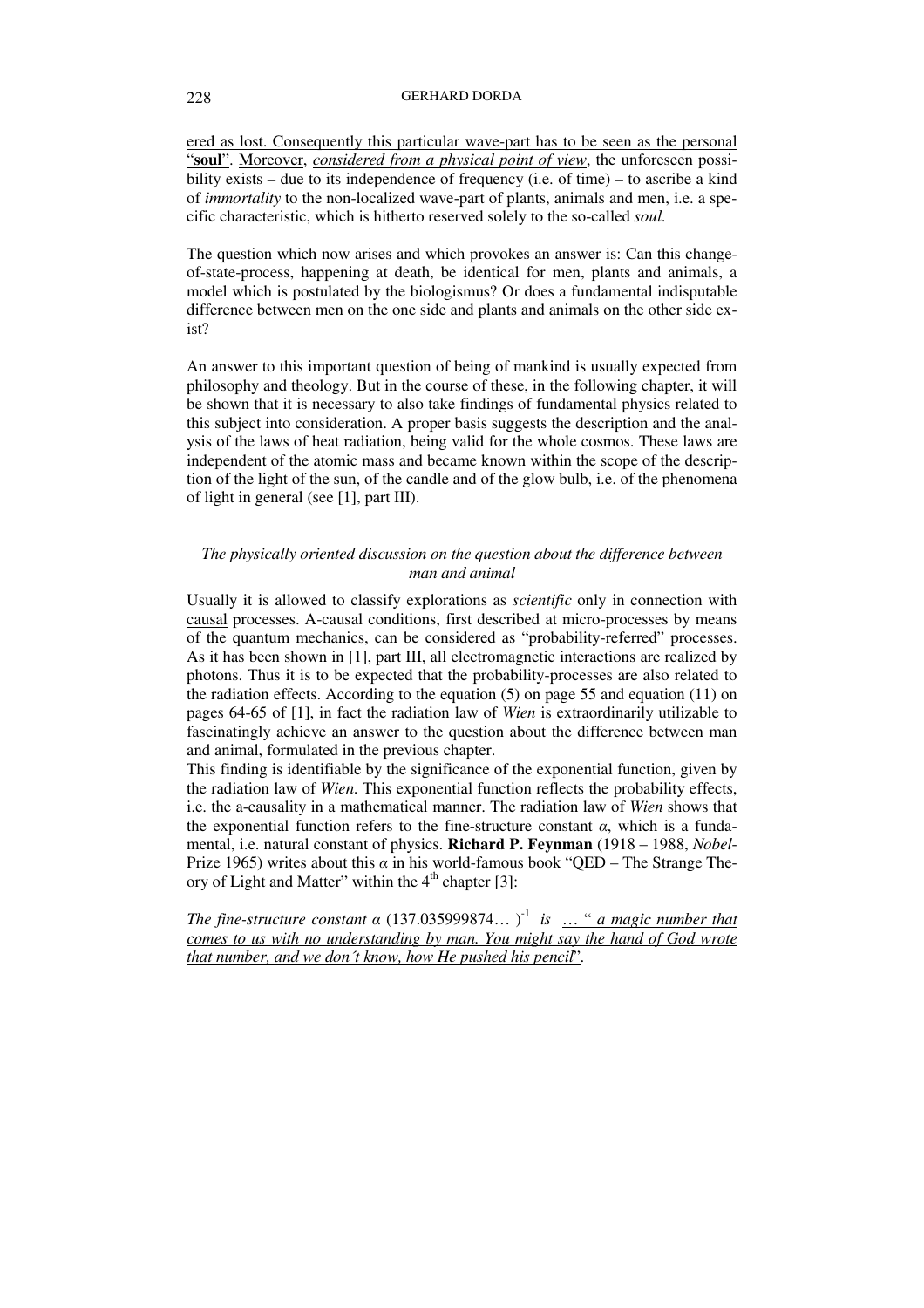ered as lost. Consequently this particular wave-part has to be seen as the personal "**soul**". Moreover, *considered from a physical point of view*, the unforeseen possibility exists – due to its independence of frequency (i.e. of time) – to ascribe a kind of *immortality* to the non-localized wave-part of plants, animals and men, i.e. a specific characteristic, which is hitherto reserved solely to the so-called *soul*.

The question which now arises and which provokes an answer is: Can this change-of-state-process, happening at death, be identical for men, plants and animals, a model which is postulated by the biologismus? Or does a fundamental indisputable difference between men on the one side and plants and animals on the other side exist?

An answer to this important question of being of mankind is usually expected from philosophy and theology. But in the course of these, in the following chapter, it will be shown that it is necessary to also take findings of fundamental physics related to this subject into consideration. A proper basis suggests the description and the analysis of the laws of heat radiation, being valid for the whole cosmos. These laws are independent of the atomic mass and became known within the scope of the description of the light of the sun, of the candle and of the glow bulb, i.e. of the phenomena of light in general (see [1], part III).

## *The physically oriented discussion on the question about the difference between man and animal*

Usually it is allowed to classify explorations as *scientific* only in connection with causal processes. A-causal conditions, first described at micro-processes by means of the quantum mechanics, can be considered as "probability-referred" processes. As it has been shown in [1], part III, all electromagnetic interactions are realized by photons. Thus it is to be expected that the probability-processes are also related to the radiation effects. According to the equation (5) on page 55 and equation (11) on pages 64-65 of [1], in fact the radiation law of *Wien* is extraordinarily utilizable to fascinatingly achieve an answer to the question about the difference between man and animal, formulated in the previous chapter.

This finding is identifiable by the significance of the exponential function, given by the radiation law of *Wien*. This exponential function reflects the probability effects, i.e. the a-causality in a mathematical manner. The radiation law of *Wien* shows that the exponential function refers to the fine-structure constant $\alpha$, which is a fundamental, i.e. natural constant of physics. **Richard P. Feynman** (1918 – 1988, *Nobel*-Prize 1965) writes about this $\alpha$ in his world-famous book "QED – The Strange Theory of Light and Matter" within the 4th chapter [3]:

*The fine-structure constant* $\alpha$ $(137.035999874\ldots)^{-1}$ *is* ... "*a magic number that comes to us with no understanding by man. You might say the hand of God wrote that number, and we don´t know, how He pushed his pencil*".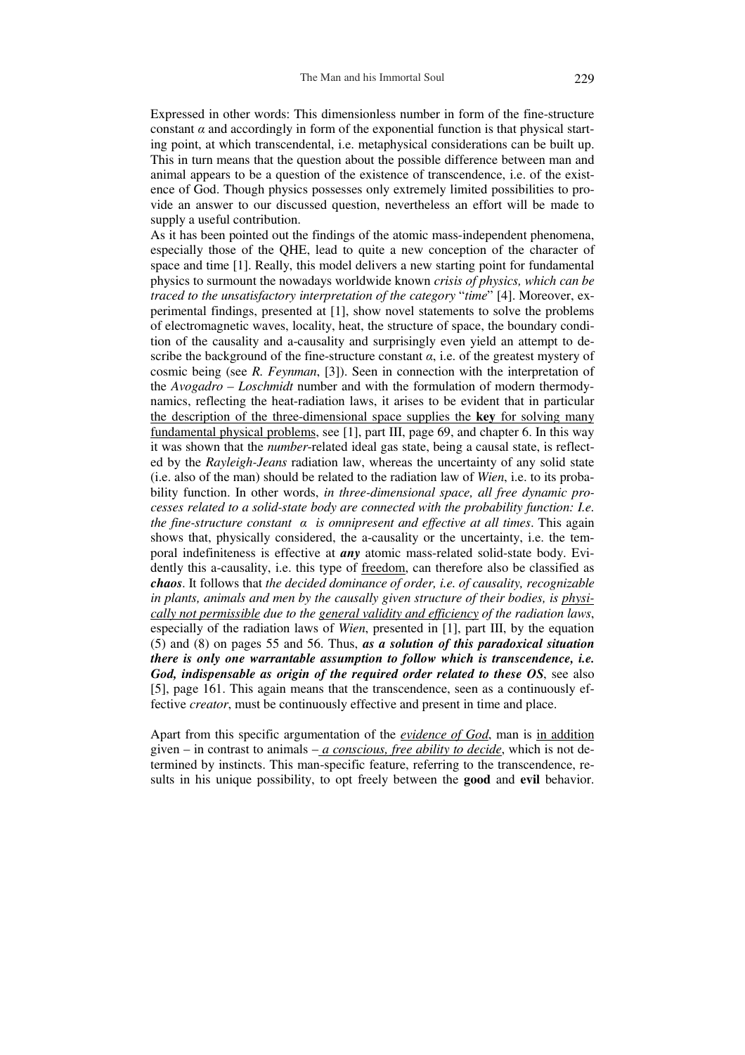Expressed in other words: This dimensionless number in form of the fine-structure constant $\alpha$ and accordingly in form of the exponential function is that physical starting point, at which transcendental, i.e. metaphysical considerations can be built up. This in turn means that the question about the possible difference between man and animal appears to be a question of the existence of transcendence, i.e. of the existence of God. Though physics possesses only extremely limited possibilities to provide an answer to our discussed question, nevertheless an effort will be made to supply a useful contribution.

As it has been pointed out the findings of the atomic mass-independent phenomena, especially those of the QHE, lead to quite a new conception of the character of space and time [1]. Really, this model delivers a new starting point for fundamental physics to surmount the nowadays worldwide known *crisis of physics, which can be traced to the unsatisfactory interpretation of the category* "*time*" [4]. Moreover, experimental findings, presented at [1], show novel statements to solve the problems of electromagnetic waves, locality, heat, the structure of space, the boundary condition of the causality and a-causality and surprisingly even yield an attempt to describe the background of the fine-structure constant $\alpha$, i.e. of the greatest mystery of cosmic being (see *R. Feynman*, [3]). Seen in connection with the interpretation of the *Avogadro – Loschmidt* number and with the formulation of modern thermodynamics, reflecting the heat-radiation laws, it arises to be evident that in particular <u>the description of the three-dimensional space supplies the **key** for solving many fundamental physical problems</u>, see [1], part III, page 69, and chapter 6. In this way it was shown that the *number*-related ideal gas state, being a causal state, is reflected by the *Rayleigh-Jeans* radiation law, whereas the uncertainty of any solid state (i.e. also of the man) should be related to the radiation law of *Wien*, i.e. to its probability function. In other words, *in three-dimensional space, all free dynamic processes related to a solid-state body are connected with the probability function: I.e. the fine-structure constant* $\alpha$ *is omnipresent and effective at all times*. This again shows that, physically considered, the a-causality or the uncertainty, i.e. the temporal indefiniteness is effective at ***any*** atomic mass-related solid-state body. Evidently this a-causality, i.e. this type of <u>freedom</u>, can therefore also be classified as ***chaos***. It follows that *the decided dominance of order, i.e. of causality, recognizable in plants, animals and men by the causally given structure of their bodies, is <u>physically not permissible</u> due to the <u>general validity and efficiency</u> of the radiation laws*, especially of the radiation laws of *Wien*, presented in [1], part III, by the equation (5) and (8) on pages 55 and 56. Thus, ***as a solution of this paradoxical situation there is only one warrantable assumption to follow which is transcendence, i.e. God, indispensable as origin of the required order related to these OS***, see also [5], page 161. This again means that the transcendence, seen as a continuously effective *creator*, must be continuously effective and present in time and place.

Apart from this specific argumentation of the <u>*evidence of God*</u>, man is <u>in addition</u> given – in contrast to animals – <u>*a conscious, free ability to decide*</u>, which is not determined by instincts. This man-specific feature, referring to the transcendence, results in his unique possibility, to opt freely between the **good** and **evil** behavior.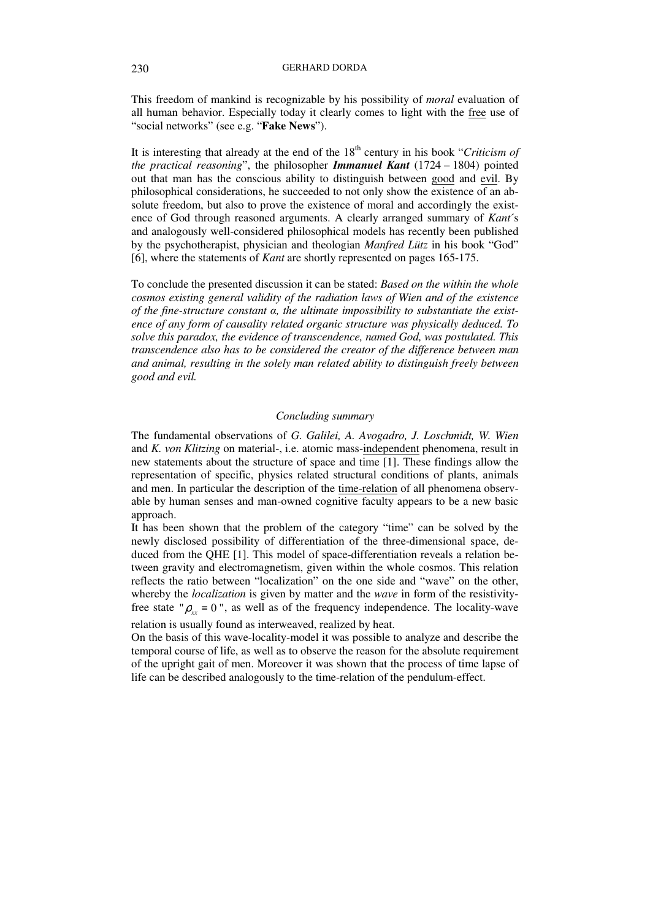This freedom of mankind is recognizable by his possibility of *moral* evaluation of all human behavior. Especially today it clearly comes to light with the free use of "social networks" (see e.g. "**Fake News**").

It is interesting that already at the end of the $18^{th}$ century in his book "*Criticism of the practical reasoning*", the philosopher ***Immanuel Kant*** (1724 – 1804) pointed out that man has the conscious ability to distinguish between good and evil. By philosophical considerations, he succeeded to not only show the existence of an absolute freedom, but also to prove the existence of moral and accordingly the existence of God through reasoned arguments. A clearly arranged summary of *Kant*´s and analogously well-considered philosophical models has recently been published by the psychotherapist, physician and theologian *Manfred Lütz* in his book "God" [6], where the statements of *Kant* are shortly represented on pages 165-175.

To conclude the presented discussion it can be stated: *Based on the within the whole cosmos existing general validity of the radiation laws of Wien and of the existence of the fine-structure constant α, the ultimate impossibility to substantiate the existence of any form of causality related organic structure was physically deduced. To solve this paradox, the evidence of transcendence, named God, was postulated. This transcendence also has to be considered the creator of the difference between man and animal, resulting in the solely man related ability to distinguish freely between good and evil.*

## *Concluding summary*

The fundamental observations of *G. Galilei, A. Avogadro, J. Loschmidt, W. Wien* and *K. von Klitzing* on material-, i.e. atomic mass-independent phenomena, result in new statements about the structure of space and time [1]. These findings allow the representation of specific, physics related structural conditions of plants, animals and men. In particular the description of the time-relation of all phenomena observable by human senses and man-owned cognitive faculty appears to be a new basic approach.

It has been shown that the problem of the category "time" can be solved by the newly disclosed possibility of differentiation of the three-dimensional space, deduced from the QHE [1]. This model of space-differentiation reveals a relation between gravity and electromagnetism, given within the whole cosmos. This relation reflects the ratio between "localization" on the one side and "wave" on the other, whereby the *localization* is given by matter and the *wave* in form of the resistivity-free state "$\rho_{xx} = 0$", as well as of the frequency independence. The locality-wave relation is usually found as interweaved, realized by heat.

On the basis of this wave-locality-model it was possible to analyze and describe the temporal course of life, as well as to observe the reason for the absolute requirement of the upright gait of men. Moreover it was shown that the process of time lapse of life can be described analogously to the time-relation of the pendulum-effect.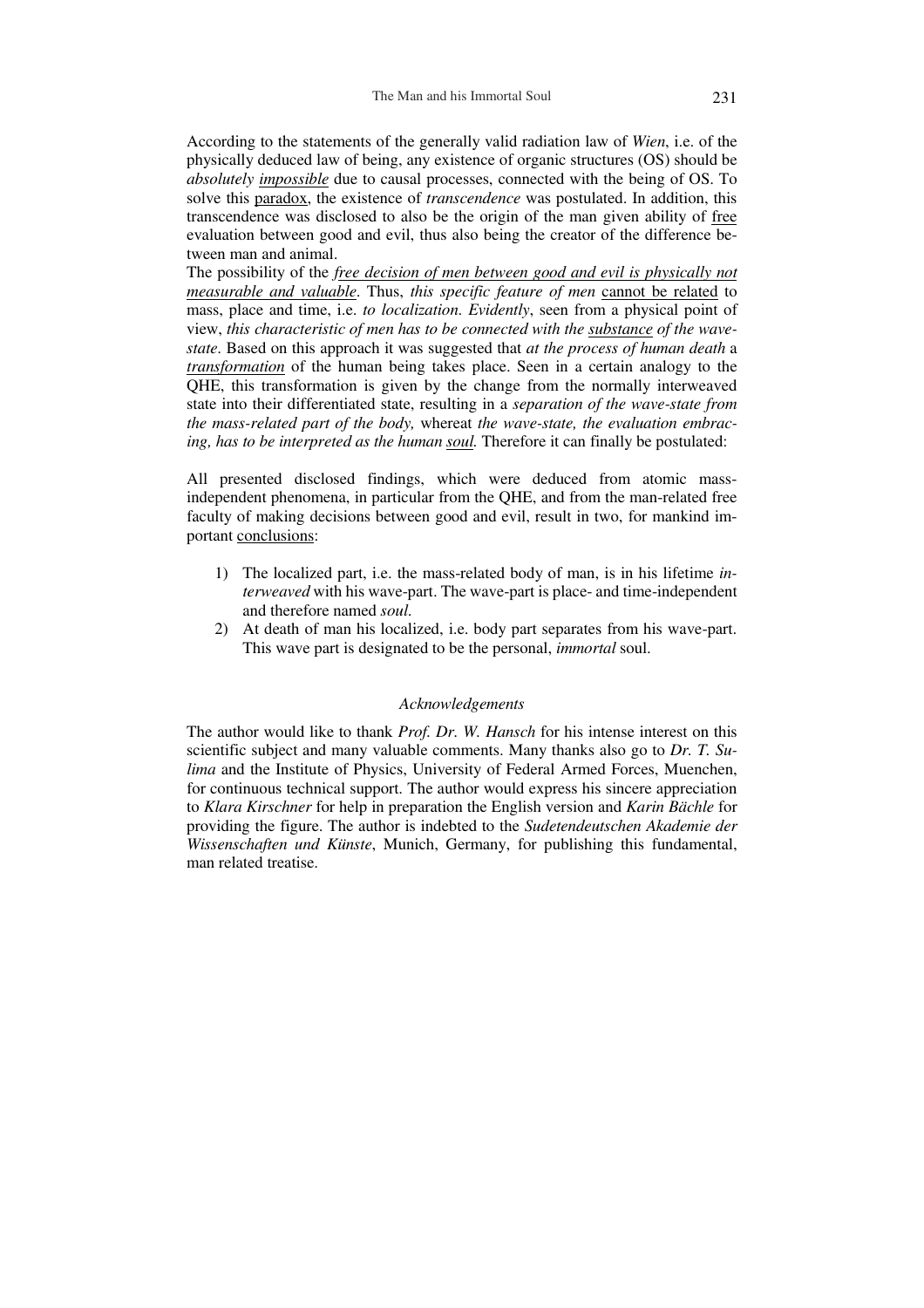According to the statements of the generally valid radiation law of *Wien*, i.e. of the physically deduced law of being, any existence of organic structures (OS) should be *absolutely impossible* due to causal processes, connected with the being of OS. To solve this paradox, the existence of *transcendence* was postulated. In addition, this transcendence was disclosed to also be the origin of the man given ability of free evaluation between good and evil, thus also being the creator of the difference between man and animal.

The possibility of the *free decision of men between good and evil is physically not measurable and valuable*. Thus, *this specific feature of men* cannot be related to mass, place and time, i.e. *to localization*. *Evidently*, seen from a physical point of view, *this characteristic of men has to be connected with the substance of the wave-state*. Based on this approach it was suggested that *at the process of human death* a *transformation* of the human being takes place. Seen in a certain analogy to the QHE, this transformation is given by the change from the normally interweaved state into their differentiated state, resulting in a *separation of the wave-state from the mass-related part of the body,* whereat *the wave-state, the evaluation embracing, has to be interpreted as the human soul.* Therefore it can finally be postulated:

All presented disclosed findings, which were deduced from atomic mass-independent phenomena, in particular from the QHE, and from the man-related free faculty of making decisions between good and evil, result in two, for mankind important conclusions:

1) The localized part, i.e. the mass-related body of man, is in his lifetime *interweaved* with his wave-part. The wave-part is place- and time-independent and therefore named *soul*.
2) At death of man his localized, i.e. body part separates from his wave-part. This wave part is designated to be the personal, *immortal* soul.

### *Acknowledgements*

The author would like to thank *Prof. Dr. W. Hansch* for his intense interest on this scientific subject and many valuable comments. Many thanks also go to *Dr. T. Sulima* and the Institute of Physics, University of Federal Armed Forces, Muenchen, for continuous technical support. The author would express his sincere appreciation to *Klara Kirschner* for help in preparation the English version and *Karin Bächle* for providing the figure. The author is indebted to the *Sudetendeutschen Akademie der Wissenschaften und Künste*, Munich, Germany, for publishing this fundamental, man related treatise.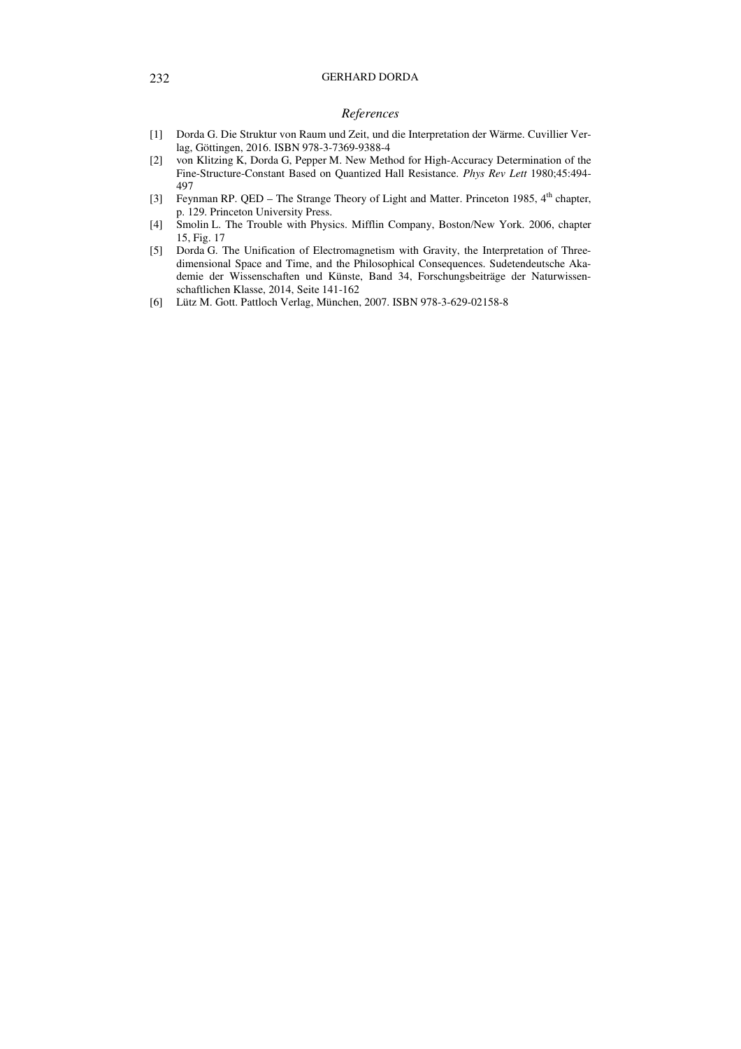## *References*

[1] Dorda G. Die Struktur von Raum und Zeit, und die Interpretation der Wärme. Cuvillier Verlag, Göttingen, 2016. ISBN 978-3-7369-9388-4

[2] von Klitzing K, Dorda G, Pepper M. New Method for High-Accuracy Determination of the Fine-Structure-Constant Based on Quantized Hall Resistance. *Phys Rev Lett* 1980;45:494-497

[3] Feynman RP. QED – The Strange Theory of Light and Matter. Princeton 1985, 4th chapter, p. 129. Princeton University Press.

[4] Smolin L. The Trouble with Physics. Mifflin Company, Boston/New York. 2006, chapter 15, Fig. 17

[5] Dorda G. The Unification of Electromagnetism with Gravity, the Interpretation of Three-dimensional Space and Time, and the Philosophical Consequences. Sudetendeutsche Akademie der Wissenschaften und Künste, Band 34, Forschungsbeiträge der Naturwissenschaftlichen Klasse, 2014, Seite 141-162

[6] Lütz M. Gott. Pattloch Verlag, München, 2007. ISBN 978-3-629-02158-8